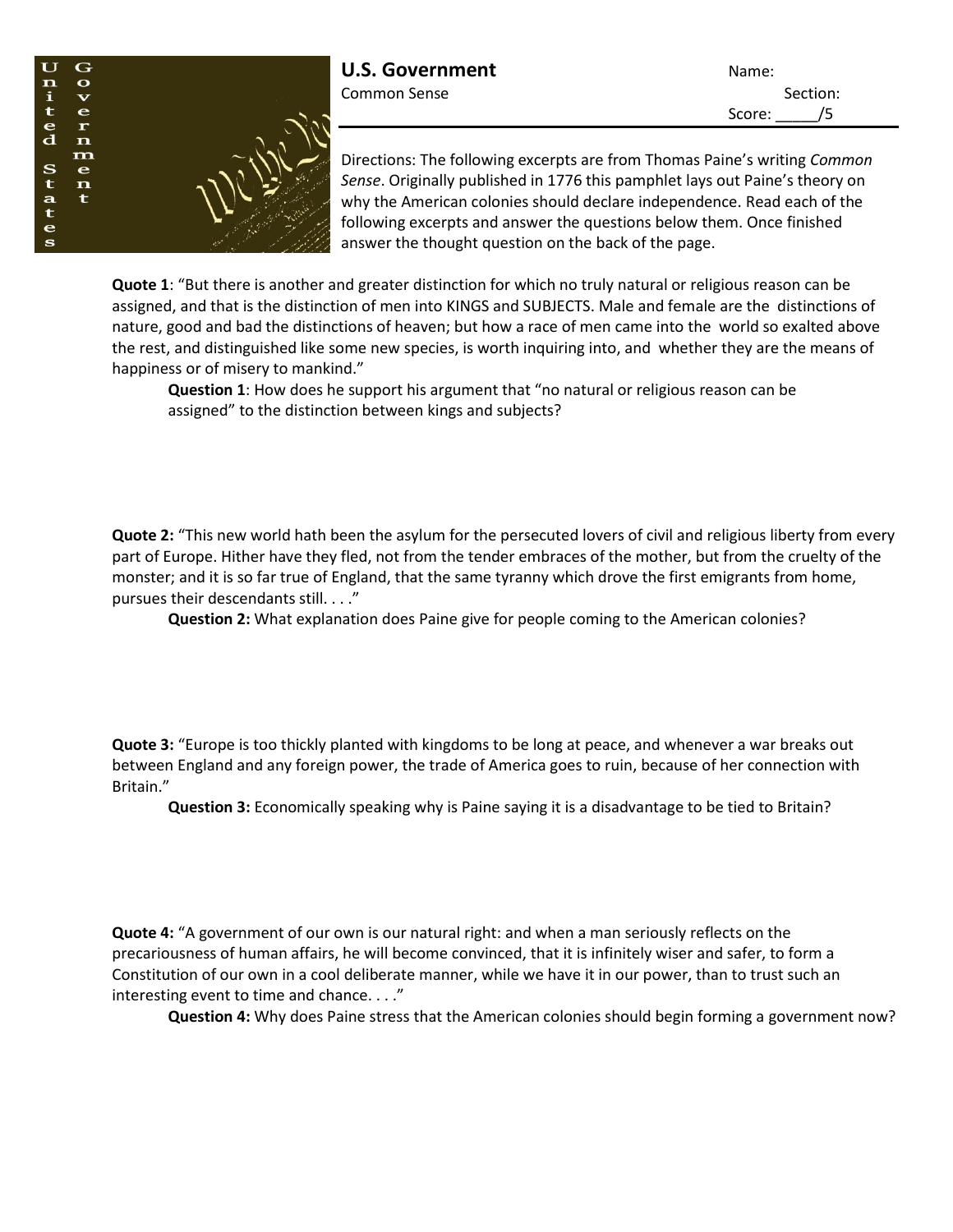## U.S. Government

Common Sense

Name:

Section:

Score: _____/5

Directions: The following excerpts are from Thomas Paine's writing *Common Sense*. Originally published in 1776 this pamphlet lays out Paine's theory on why the American colonies should declare independence. Read each of the following excerpts and answer the questions below them. Once finished answer the thought question on the back of the page.

**Quote 1**: "But there is another and greater distinction for which no truly natural or religious reason can be assigned, and that is the distinction of men into KINGS and SUBJECTS. Male and female are the distinctions of nature, good and bad the distinctions of heaven; but how a race of men came into the world so exalted above the rest, and distinguished like some new species, is worth inquiring into, and whether they are the means of happiness or of misery to mankind."

**Question 1**: How does he support his argument that "no natural or religious reason can be assigned" to the distinction between kings and subjects?

**Quote 2:** "This new world hath been the asylum for the persecuted lovers of civil and religious liberty from every part of Europe. Hither have they fled, not from the tender embraces of the mother, but from the cruelty of the monster; and it is so far true of England, that the same tyranny which drove the first emigrants from home, pursues their descendants still. . . ."

**Question 2:** What explanation does Paine give for people coming to the American colonies?

**Quote 3:** "Europe is too thickly planted with kingdoms to be long at peace, and whenever a war breaks out between England and any foreign power, the trade of America goes to ruin, because of her connection with Britain."

**Question 3:** Economically speaking why is Paine saying it is a disadvantage to be tied to Britain?

**Quote 4:** "A government of our own is our natural right: and when a man seriously reflects on the precariousness of human affairs, he will become convinced, that it is infinitely wiser and safer, to form a Constitution of our own in a cool deliberate manner, while we have it in our power, than to trust such an interesting event to time and chance. . . ."

**Question 4:** Why does Paine stress that the American colonies should begin forming a government now?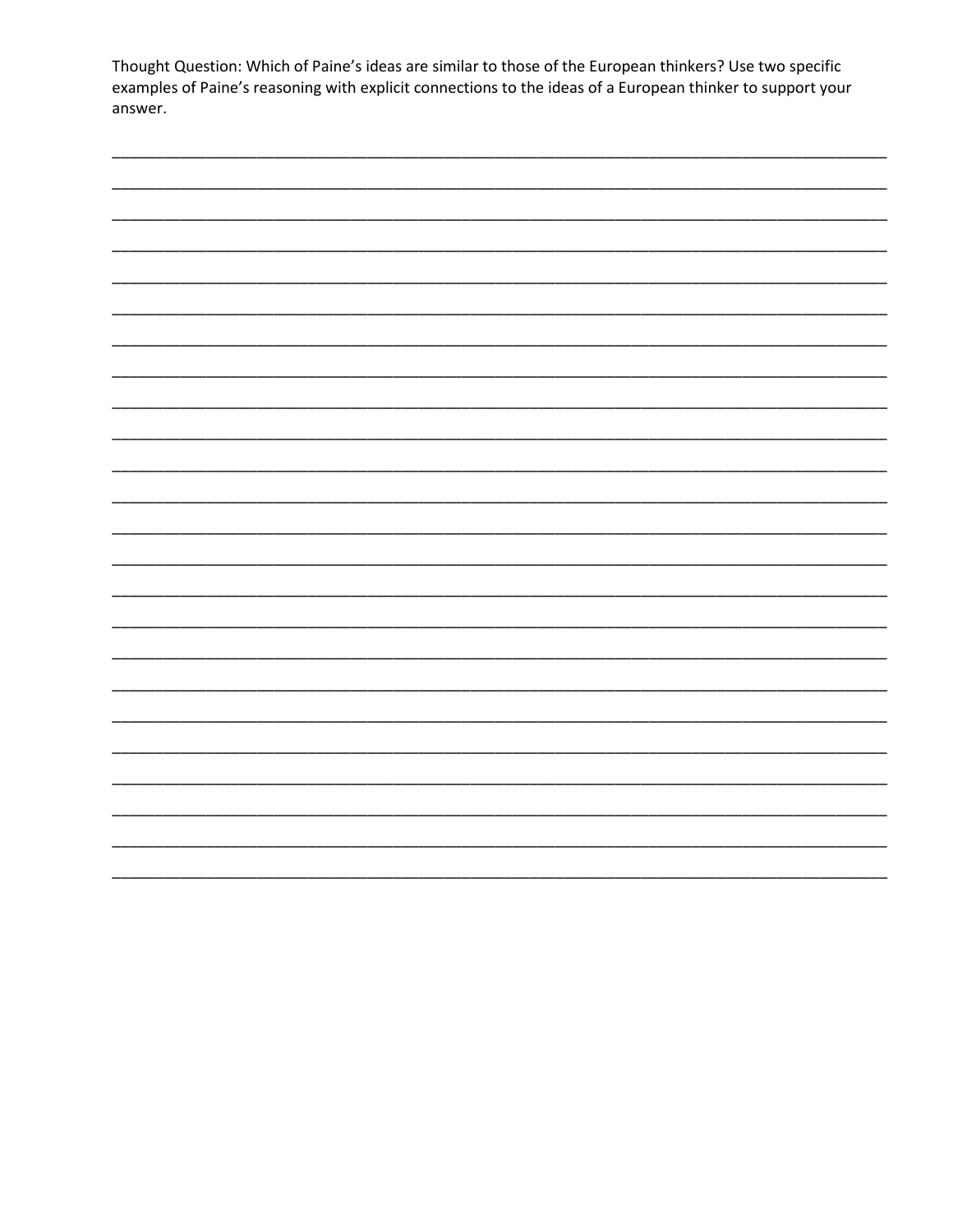Thought Question: Which of Paine's ideas are similar to those of the European thinkers? Use two specific examples of Paine's reasoning with explicit connections to the ideas of a European thinker to support your answer.

\_\_\_\_\_\_\_\_\_\_\_\_\_\_\_\_\_\_\_\_\_\_\_\_\_\_\_\_\_\_\_\_\_\_\_\_\_\_\_\_\_\_\_\_\_\_\_\_\_\_\_\_\_\_\_\_\_\_\_\_\_\_\_\_\_\_\_\_\_\_\_\_\_\_\_\_\_\_

\_\_\_\_\_\_\_\_\_\_\_\_\_\_\_\_\_\_\_\_\_\_\_\_\_\_\_\_\_\_\_\_\_\_\_\_\_\_\_\_\_\_\_\_\_\_\_\_\_\_\_\_\_\_\_\_\_\_\_\_\_\_\_\_\_\_\_\_\_\_\_\_\_\_\_\_\_\_

\_\_\_\_\_\_\_\_\_\_\_\_\_\_\_\_\_\_\_\_\_\_\_\_\_\_\_\_\_\_\_\_\_\_\_\_\_\_\_\_\_\_\_\_\_\_\_\_\_\_\_\_\_\_\_\_\_\_\_\_\_\_\_\_\_\_\_\_\_\_\_\_\_\_\_\_\_\_

\_\_\_\_\_\_\_\_\_\_\_\_\_\_\_\_\_\_\_\_\_\_\_\_\_\_\_\_\_\_\_\_\_\_\_\_\_\_\_\_\_\_\_\_\_\_\_\_\_\_\_\_\_\_\_\_\_\_\_\_\_\_\_\_\_\_\_\_\_\_\_\_\_\_\_\_\_\_

\_\_\_\_\_\_\_\_\_\_\_\_\_\_\_\_\_\_\_\_\_\_\_\_\_\_\_\_\_\_\_\_\_\_\_\_\_\_\_\_\_\_\_\_\_\_\_\_\_\_\_\_\_\_\_\_\_\_\_\_\_\_\_\_\_\_\_\_\_\_\_\_\_\_\_\_\_\_

\_\_\_\_\_\_\_\_\_\_\_\_\_\_\_\_\_\_\_\_\_\_\_\_\_\_\_\_\_\_\_\_\_\_\_\_\_\_\_\_\_\_\_\_\_\_\_\_\_\_\_\_\_\_\_\_\_\_\_\_\_\_\_\_\_\_\_\_\_\_\_\_\_\_\_\_\_\_

\_\_\_\_\_\_\_\_\_\_\_\_\_\_\_\_\_\_\_\_\_\_\_\_\_\_\_\_\_\_\_\_\_\_\_\_\_\_\_\_\_\_\_\_\_\_\_\_\_\_\_\_\_\_\_\_\_\_\_\_\_\_\_\_\_\_\_\_\_\_\_\_\_\_\_\_\_\_

\_\_\_\_\_\_\_\_\_\_\_\_\_\_\_\_\_\_\_\_\_\_\_\_\_\_\_\_\_\_\_\_\_\_\_\_\_\_\_\_\_\_\_\_\_\_\_\_\_\_\_\_\_\_\_\_\_\_\_\_\_\_\_\_\_\_\_\_\_\_\_\_\_\_\_\_\_\_

\_\_\_\_\_\_\_\_\_\_\_\_\_\_\_\_\_\_\_\_\_\_\_\_\_\_\_\_\_\_\_\_\_\_\_\_\_\_\_\_\_\_\_\_\_\_\_\_\_\_\_\_\_\_\_\_\_\_\_\_\_\_\_\_\_\_\_\_\_\_\_\_\_\_\_\_\_\_

\_\_\_\_\_\_\_\_\_\_\_\_\_\_\_\_\_\_\_\_\_\_\_\_\_\_\_\_\_\_\_\_\_\_\_\_\_\_\_\_\_\_\_\_\_\_\_\_\_\_\_\_\_\_\_\_\_\_\_\_\_\_\_\_\_\_\_\_\_\_\_\_\_\_\_\_\_\_

\_\_\_\_\_\_\_\_\_\_\_\_\_\_\_\_\_\_\_\_\_\_\_\_\_\_\_\_\_\_\_\_\_\_\_\_\_\_\_\_\_\_\_\_\_\_\_\_\_\_\_\_\_\_\_\_\_\_\_\_\_\_\_\_\_\_\_\_\_\_\_\_\_\_\_\_\_\_

\_\_\_\_\_\_\_\_\_\_\_\_\_\_\_\_\_\_\_\_\_\_\_\_\_\_\_\_\_\_\_\_\_\_\_\_\_\_\_\_\_\_\_\_\_\_\_\_\_\_\_\_\_\_\_\_\_\_\_\_\_\_\_\_\_\_\_\_\_\_\_\_\_\_\_\_\_\_

\_\_\_\_\_\_\_\_\_\_\_\_\_\_\_\_\_\_\_\_\_\_\_\_\_\_\_\_\_\_\_\_\_\_\_\_\_\_\_\_\_\_\_\_\_\_\_\_\_\_\_\_\_\_\_\_\_\_\_\_\_\_\_\_\_\_\_\_\_\_\_\_\_\_\_\_\_\_

\_\_\_\_\_\_\_\_\_\_\_\_\_\_\_\_\_\_\_\_\_\_\_\_\_\_\_\_\_\_\_\_\_\_\_\_\_\_\_\_\_\_\_\_\_\_\_\_\_\_\_\_\_\_\_\_\_\_\_\_\_\_\_\_\_\_\_\_\_\_\_\_\_\_\_\_\_\_

\_\_\_\_\_\_\_\_\_\_\_\_\_\_\_\_\_\_\_\_\_\_\_\_\_\_\_\_\_\_\_\_\_\_\_\_\_\_\_\_\_\_\_\_\_\_\_\_\_\_\_\_\_\_\_\_\_\_\_\_\_\_\_\_\_\_\_\_\_\_\_\_\_\_\_\_\_\_

\_\_\_\_\_\_\_\_\_\_\_\_\_\_\_\_\_\_\_\_\_\_\_\_\_\_\_\_\_\_\_\_\_\_\_\_\_\_\_\_\_\_\_\_\_\_\_\_\_\_\_\_\_\_\_\_\_\_\_\_\_\_\_\_\_\_\_\_\_\_\_\_\_\_\_\_\_\_

\_\_\_\_\_\_\_\_\_\_\_\_\_\_\_\_\_\_\_\_\_\_\_\_\_\_\_\_\_\_\_\_\_\_\_\_\_\_\_\_\_\_\_\_\_\_\_\_\_\_\_\_\_\_\_\_\_\_\_\_\_\_\_\_\_\_\_\_\_\_\_\_\_\_\_\_\_\_

\_\_\_\_\_\_\_\_\_\_\_\_\_\_\_\_\_\_\_\_\_\_\_\_\_\_\_\_\_\_\_\_\_\_\_\_\_\_\_\_\_\_\_\_\_\_\_\_\_\_\_\_\_\_\_\_\_\_\_\_\_\_\_\_\_\_\_\_\_\_\_\_\_\_\_\_\_\_

\_\_\_\_\_\_\_\_\_\_\_\_\_\_\_\_\_\_\_\_\_\_\_\_\_\_\_\_\_\_\_\_\_\_\_\_\_\_\_\_\_\_\_\_\_\_\_\_\_\_\_\_\_\_\_\_\_\_\_\_\_\_\_\_\_\_\_\_\_\_\_\_\_\_\_\_\_\_

\_\_\_\_\_\_\_\_\_\_\_\_\_\_\_\_\_\_\_\_\_\_\_\_\_\_\_\_\_\_\_\_\_\_\_\_\_\_\_\_\_\_\_\_\_\_\_\_\_\_\_\_\_\_\_\_\_\_\_\_\_\_\_\_\_\_\_\_\_\_\_\_\_\_\_\_\_\_

\_\_\_\_\_\_\_\_\_\_\_\_\_\_\_\_\_\_\_\_\_\_\_\_\_\_\_\_\_\_\_\_\_\_\_\_\_\_\_\_\_\_\_\_\_\_\_\_\_\_\_\_\_\_\_\_\_\_\_\_\_\_\_\_\_\_\_\_\_\_\_\_\_\_\_\_\_\_

\_\_\_\_\_\_\_\_\_\_\_\_\_\_\_\_\_\_\_\_\_\_\_\_\_\_\_\_\_\_\_\_\_\_\_\_\_\_\_\_\_\_\_\_\_\_\_\_\_\_\_\_\_\_\_\_\_\_\_\_\_\_\_\_\_\_\_\_\_\_\_\_\_\_\_\_\_\_

\_\_\_\_\_\_\_\_\_\_\_\_\_\_\_\_\_\_\_\_\_\_\_\_\_\_\_\_\_\_\_\_\_\_\_\_\_\_\_\_\_\_\_\_\_\_\_\_\_\_\_\_\_\_\_\_\_\_\_\_\_\_\_\_\_\_\_\_\_\_\_\_\_\_\_\_\_\_

\_\_\_\_\_\_\_\_\_\_\_\_\_\_\_\_\_\_\_\_\_\_\_\_\_\_\_\_\_\_\_\_\_\_\_\_\_\_\_\_\_\_\_\_\_\_\_\_\_\_\_\_\_\_\_\_\_\_\_\_\_\_\_\_\_\_\_\_\_\_\_\_\_\_\_\_\_\_